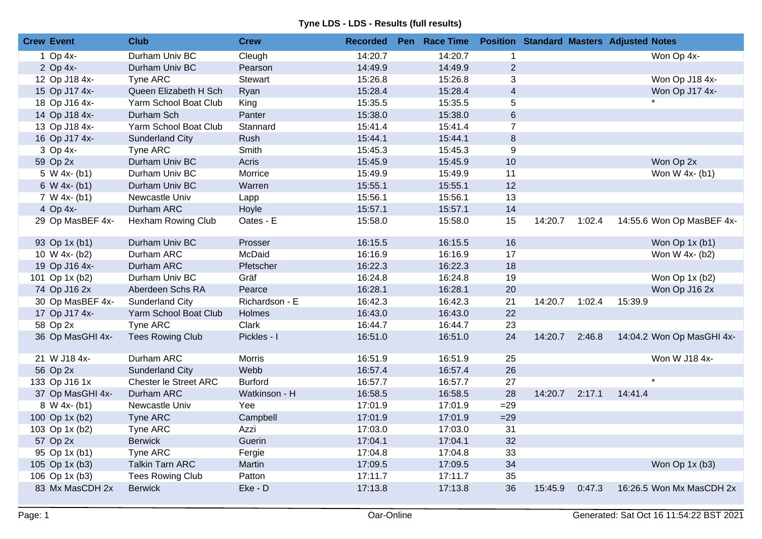**Tyne LDS - LDS - Results (full results)**

| Crew | Event | Club | Crew | Recorded | Pen | Race Time | Position | Standard | Masters | Adjusted | Notes |
|---|---|---|---|---|---|---|---|---|---|---|---|
| 1 | Op 4x- | Durham Univ BC | Cleugh | 14:20.7 | | 14:20.7 | 1 | | | | Won Op 4x- |
| 2 | Op 4x- | Durham Univ BC | Pearson | 14:49.9 | | 14:49.9 | 2 | | | | |
| 12 | Op J18 4x- | Tyne ARC | Stewart | 15:26.8 | | 15:26.8 | 3 | | | | Won Op J18 4x- |
| 15 | Op J17 4x- | Queen Elizabeth H Sch | Ryan | 15:28.4 | | 15:28.4 | 4 | | | | Won Op J17 4x- |
| 18 | Op J16 4x- | Yarm School Boat Club | King | 15:35.5 | | 15:35.5 | 5 | | | | * |
| 14 | Op J18 4x- | Durham Sch | Panter | 15:38.0 | | 15:38.0 | 6 | | | | |
| 13 | Op J18 4x- | Yarm School Boat Club | Stannard | 15:41.4 | | 15:41.4 | 7 | | | | |
| 16 | Op J17 4x- | Sunderland City | Rush | 15:44.1 | | 15:44.1 | 8 | | | | |
| 3 | Op 4x- | Tyne ARC | Smith | 15:45.3 | | 15:45.3 | 9 | | | | |
| 59 | Op 2x | Durham Univ BC | Acris | 15:45.9 | | 15:45.9 | 10 | | | | Won Op 2x |
| 5 | W 4x- (b1) | Durham Univ BC | Morrice | 15:49.9 | | 15:49.9 | 11 | | | | Won W 4x- (b1) |
| 6 | W 4x- (b1) | Durham Univ BC | Warren | 15:55.1 | | 15:55.1 | 12 | | | | |
| 7 | W 4x- (b1) | Newcastle Univ | Lapp | 15:56.1 | | 15:56.1 | 13 | | | | |
| 4 | Op 4x- | Durham ARC | Hoyle | 15:57.1 | | 15:57.1 | 14 | | | | |
| 29 | Op MasBEF 4x- | Hexham Rowing Club | Oates - E | 15:58.0 | | 15:58.0 | 15 | 14:20.7 | 1:02.4 | 14:55.6 | Won Op MasBEF 4x- |
| 93 | Op 1x (b1) | Durham Univ BC | Prosser | 16:15.5 | | 16:15.5 | 16 | | | | Won Op 1x (b1) |
| 10 | W 4x- (b2) | Durham ARC | McDaid | 16:16.9 | | 16:16.9 | 17 | | | | Won W 4x- (b2) |
| 19 | Op J16 4x- | Durham ARC | Pfetscher | 16:22.3 | | 16:22.3 | 18 | | | | |
| 101 | Op 1x (b2) | Durham Univ BC | Gräf | 16:24.8 | | 16:24.8 | 19 | | | | Won Op 1x (b2) |
| 74 | Op J16 2x | Aberdeen Schs RA | Pearce | 16:28.1 | | 16:28.1 | 20 | | | | Won Op J16 2x |
| 30 | Op MasBEF 4x- | Sunderland City | Richardson - E | 16:42.3 | | 16:42.3 | 21 | 14:20.7 | 1:02.4 | 15:39.9 | |
| 17 | Op J17 4x- | Yarm School Boat Club | Holmes | 16:43.0 | | 16:43.0 | 22 | | | | |
| 58 | Op 2x | Tyne ARC | Clark | 16:44.7 | | 16:44.7 | 23 | | | | |
| 36 | Op MasGHI 4x- | Tees Rowing Club | Pickles - I | 16:51.0 | | 16:51.0 | 24 | 14:20.7 | 2:46.8 | 14:04.2 | Won Op MasGHI 4x- |
| 21 | W J18 4x- | Durham ARC | Morris | 16:51.9 | | 16:51.9 | 25 | | | | Won W J18 4x- |
| 56 | Op 2x | Sunderland City | Webb | 16:57.4 | | 16:57.4 | 26 | | | | |
| 133 | Op J16 1x | Chester le Street ARC | Burford | 16:57.7 | | 16:57.7 | 27 | | | | * |
| 37 | Op MasGHI 4x- | Durham ARC | Watkinson - H | 16:58.5 | | 16:58.5 | 28 | 14:20.7 | 2:17.1 | 14:41.4 | |
| 8 | W 4x- (b1) | Newcastle Univ | Yee | 17:01.9 | | 17:01.9 | =29 | | | | |
| 100 | Op 1x (b2) | Tyne ARC | Campbell | 17:01.9 | | 17:01.9 | =29 | | | | |
| 103 | Op 1x (b2) | Tyne ARC | Azzi | 17:03.0 | | 17:03.0 | 31 | | | | |
| 57 | Op 2x | Berwick | Guerin | 17:04.1 | | 17:04.1 | 32 | | | | |
| 95 | Op 1x (b1) | Tyne ARC | Fergie | 17:04.8 | | 17:04.8 | 33 | | | | |
| 105 | Op 1x (b3) | Talkin Tarn ARC | Martin | 17:09.5 | | 17:09.5 | 34 | | | | Won Op 1x (b3) |
| 106 | Op 1x (b3) | Tees Rowing Club | Patton | 17:11.7 | | 17:11.7 | 35 | | | | |
| 83 | Mx MasCDH 2x | Berwick | Eke - D | 17:13.8 | | 17:13.8 | 36 | 15:45.9 | 0:47.3 | 16:26.5 | Won Mx MasCDH 2x |

Oar-Online

Generated: Sat Oct 16 11:54:22 BST 2021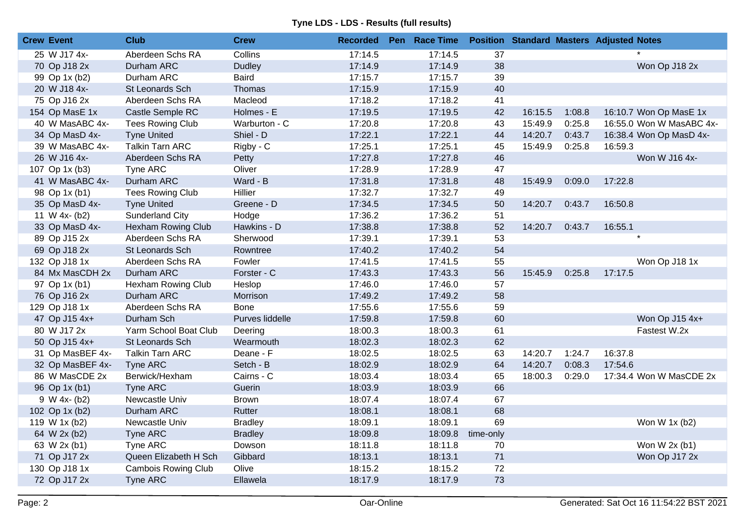**Tyne LDS - LDS - Results (full results)**

| Crew | Event | Club | Crew | Recorded | Pen | Race Time | Position | Standard | Masters | Adjusted | Notes |
|---|---|---|---|---|---|---|---|---|---|---|---|
| 25 | W J17 4x- | Aberdeen Schs RA | Collins | 17:14.5 | | 17:14.5 | 37 | | | | * |
| 70 | Op J18 2x | Durham ARC | Dudley | 17:14.9 | | 17:14.9 | 38 | | | | Won Op J18 2x |
| 99 | Op 1x (b2) | Durham ARC | Baird | 17:15.7 | | 17:15.7 | 39 | | | | |
| 20 | W J18 4x- | St Leonards Sch | Thomas | 17:15.9 | | 17:15.9 | 40 | | | | |
| 75 | Op J16 2x | Aberdeen Schs RA | Macleod | 17:18.2 | | 17:18.2 | 41 | | | | |
| 154 | Op MasE 1x | Castle Semple RC | Holmes - E | 17:19.5 | | 17:19.5 | 42 | 16:15.5 | 1:08.8 | 16:10.7 | Won Op MasE 1x |
| 40 | W MasABC 4x- | Tees Rowing Club | Warburton - C | 17:20.8 | | 17:20.8 | 43 | 15:49.9 | 0:25.8 | 16:55.0 | Won W MasABC 4x- |
| 34 | Op MasD 4x- | Tyne United | Shiel - D | 17:22.1 | | 17:22.1 | 44 | 14:20.7 | 0:43.7 | 16:38.4 | Won Op MasD 4x- |
| 39 | W MasABC 4x- | Talkin Tarn ARC | Rigby - C | 17:25.1 | | 17:25.1 | 45 | 15:49.9 | 0:25.8 | 16:59.3 | |
| 26 | W J16 4x- | Aberdeen Schs RA | Petty | 17:27.8 | | 17:27.8 | 46 | | | | Won W J16 4x- |
| 107 | Op 1x (b3) | Tyne ARC | Oliver | 17:28.9 | | 17:28.9 | 47 | | | | |
| 41 | W MasABC 4x- | Durham ARC | Ward - B | 17:31.8 | | 17:31.8 | 48 | 15:49.9 | 0:09.0 | 17:22.8 | |
| 98 | Op 1x (b1) | Tees Rowing Club | Hillier | 17:32.7 | | 17:32.7 | 49 | | | | |
| 35 | Op MasD 4x- | Tyne United | Greene - D | 17:34.5 | | 17:34.5 | 50 | 14:20.7 | 0:43.7 | 16:50.8 | |
| 11 | W 4x- (b2) | Sunderland City | Hodge | 17:36.2 | | 17:36.2 | 51 | | | | |
| 33 | Op MasD 4x- | Hexham Rowing Club | Hawkins - D | 17:38.8 | | 17:38.8 | 52 | 14:20.7 | 0:43.7 | 16:55.1 | |
| 89 | Op J15 2x | Aberdeen Schs RA | Sherwood | 17:39.1 | | 17:39.1 | 53 | | | | * |
| 69 | Op J18 2x | St Leonards Sch | Rowntree | 17:40.2 | | 17:40.2 | 54 | | | | |
| 132 | Op J18 1x | Aberdeen Schs RA | Fowler | 17:41.5 | | 17:41.5 | 55 | | | | Won Op J18 1x |
| 84 | Mx MasCDH 2x | Durham ARC | Forster - C | 17:43.3 | | 17:43.3 | 56 | 15:45.9 | 0:25.8 | 17:17.5 | |
| 97 | Op 1x (b1) | Hexham Rowing Club | Heslop | 17:46.0 | | 17:46.0 | 57 | | | | |
| 76 | Op J16 2x | Durham ARC | Morrison | 17:49.2 | | 17:49.2 | 58 | | | | |
| 129 | Op J18 1x | Aberdeen Schs RA | Bone | 17:55.6 | | 17:55.6 | 59 | | | | |
| 47 | Op J15 4x+ | Durham Sch | Purves liddelle | 17:59.8 | | 17:59.8 | 60 | | | | Won Op J15 4x+ |
| 80 | W J17 2x | Yarm School Boat Club | Deering | 18:00.3 | | 18:00.3 | 61 | | | | Fastest W.2x |
| 50 | Op J15 4x+ | St Leonards Sch | Wearmouth | 18:02.3 | | 18:02.3 | 62 | | | | |
| 31 | Op MasBEF 4x- | Talkin Tarn ARC | Deane - F | 18:02.5 | | 18:02.5 | 63 | 14:20.7 | 1:24.7 | 16:37.8 | |
| 32 | Op MasBEF 4x- | Tyne ARC | Setch - B | 18:02.9 | | 18:02.9 | 64 | 14:20.7 | 0:08.3 | 17:54.6 | |
| 86 | W MasCDE 2x | Berwick/Hexham | Cairns - C | 18:03.4 | | 18:03.4 | 65 | 18:00.3 | 0:29.0 | 17:34.4 | Won W MasCDE 2x |
| 96 | Op 1x (b1) | Tyne ARC | Guerin | 18:03.9 | | 18:03.9 | 66 | | | | |
| 9 | W 4x- (b2) | Newcastle Univ | Brown | 18:07.4 | | 18:07.4 | 67 | | | | |
| 102 | Op 1x (b2) | Durham ARC | Rutter | 18:08.1 | | 18:08.1 | 68 | | | | |
| 119 | W 1x (b2) | Newcastle Univ | Bradley | 18:09.1 | | 18:09.1 | 69 | | | | Won W 1x (b2) |
| 64 | W 2x (b2) | Tyne ARC | Bradley | 18:09.8 | | 18:09.8 | time-only | | | | |
| 63 | W 2x (b1) | Tyne ARC | Dowson | 18:11.8 | | 18:11.8 | 70 | | | | Won W 2x (b1) |
| 71 | Op J17 2x | Queen Elizabeth H Sch | Gibbard | 18:13.1 | | 18:13.1 | 71 | | | | Won Op J17 2x |
| 130 | Op J18 1x | Cambois Rowing Club | Olive | 18:15.2 | | 18:15.2 | 72 | | | | |
| 72 | Op J17 2x | Tyne ARC | Ellawela | 18:17.9 | | 18:17.9 | 73 | | | | |

Oar-Online

Generated: Sat Oct 16 11:54:22 BST 2021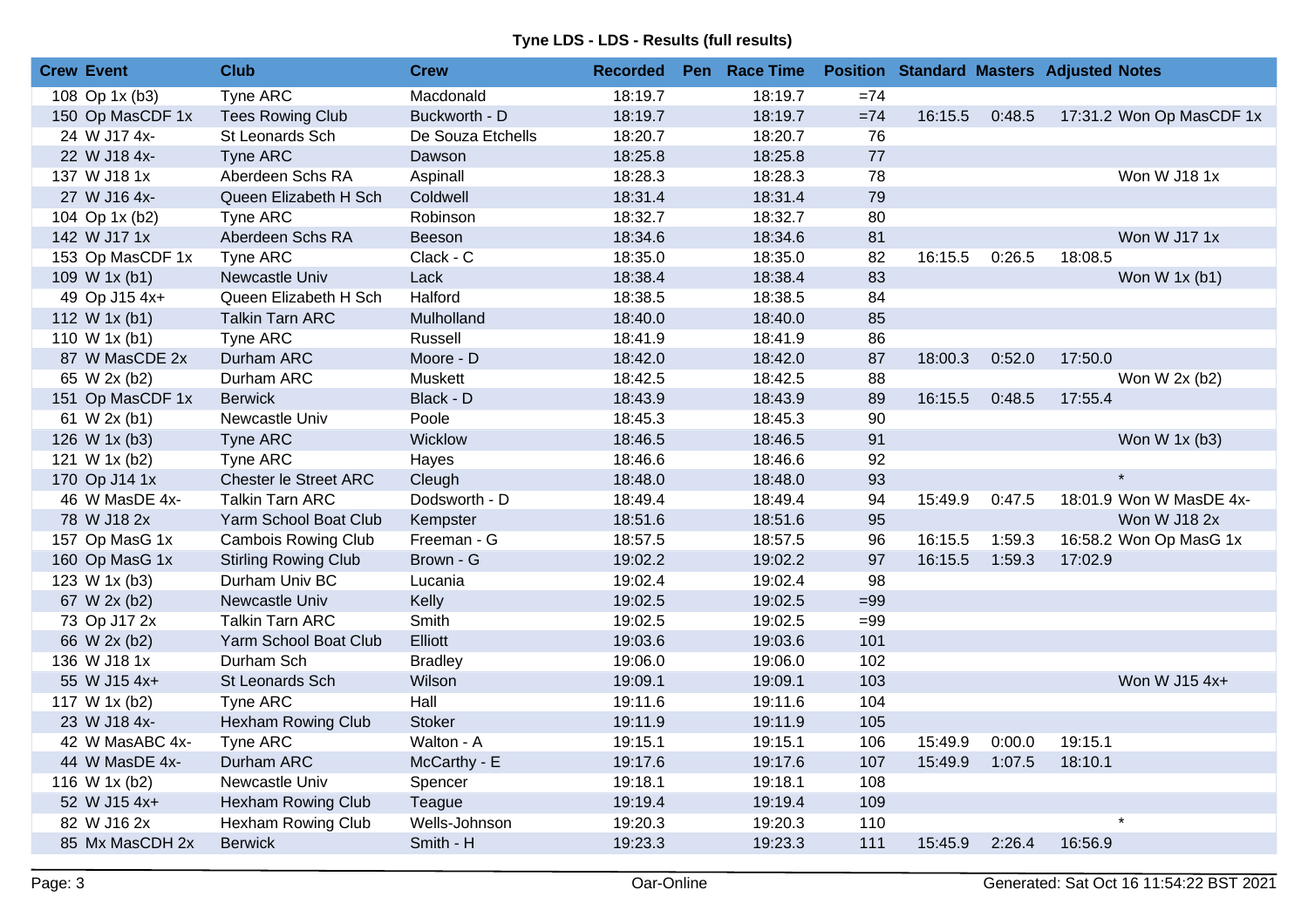**Tyne LDS - LDS - Results (full results)**

| Crew | Event | Club | Crew | Recorded | Pen | Race Time | Position | Standard | Masters | Adjusted | Notes |
|---|---|---|---|---|---|---|---|---|---|---|---|
| 108 | Op 1x (b3) | Tyne ARC | Macdonald | 18:19.7 | | 18:19.7 | =74 | | | | |
| 150 | Op MasCDF 1x | Tees Rowing Club | Buckworth - D | 18:19.7 | | 18:19.7 | =74 | 16:15.5 | 0:48.5 | 17:31.2 | Won Op MasCDF 1x |
| 24 | W J17 4x- | St Leonards Sch | De Souza Etchells | 18:20.7 | | 18:20.7 | 76 | | | | |
| 22 | W J18 4x- | Tyne ARC | Dawson | 18:25.8 | | 18:25.8 | 77 | | | | |
| 137 | W J18 1x | Aberdeen Schs RA | Aspinall | 18:28.3 | | 18:28.3 | 78 | | | | Won W J18 1x |
| 27 | W J16 4x- | Queen Elizabeth H Sch | Coldwell | 18:31.4 | | 18:31.4 | 79 | | | | |
| 104 | Op 1x (b2) | Tyne ARC | Robinson | 18:32.7 | | 18:32.7 | 80 | | | | |
| 142 | W J17 1x | Aberdeen Schs RA | Beeson | 18:34.6 | | 18:34.6 | 81 | | | | Won W J17 1x |
| 153 | Op MasCDF 1x | Tyne ARC | Clack - C | 18:35.0 | | 18:35.0 | 82 | 16:15.5 | 0:26.5 | 18:08.5 | |
| 109 | W 1x (b1) | Newcastle Univ | Lack | 18:38.4 | | 18:38.4 | 83 | | | | Won W 1x (b1) |
| 49 | Op J15 4x+ | Queen Elizabeth H Sch | Halford | 18:38.5 | | 18:38.5 | 84 | | | | |
| 112 | W 1x (b1) | Talkin Tarn ARC | Mulholland | 18:40.0 | | 18:40.0 | 85 | | | | |
| 110 | W 1x (b1) | Tyne ARC | Russell | 18:41.9 | | 18:41.9 | 86 | | | | |
| 87 | W MasCDE 2x | Durham ARC | Moore - D | 18:42.0 | | 18:42.0 | 87 | 18:00.3 | 0:52.0 | 17:50.0 | |
| 65 | W 2x (b2) | Durham ARC | Muskett | 18:42.5 | | 18:42.5 | 88 | | | | Won W 2x (b2) |
| 151 | Op MasCDF 1x | Berwick | Black - D | 18:43.9 | | 18:43.9 | 89 | 16:15.5 | 0:48.5 | 17:55.4 | |
| 61 | W 2x (b1) | Newcastle Univ | Poole | 18:45.3 | | 18:45.3 | 90 | | | | |
| 126 | W 1x (b3) | Tyne ARC | Wicklow | 18:46.5 | | 18:46.5 | 91 | | | | Won W 1x (b3) |
| 121 | W 1x (b2) | Tyne ARC | Hayes | 18:46.6 | | 18:46.6 | 92 | | | | |
| 170 | Op J14 1x | Chester le Street ARC | Cleugh | 18:48.0 | | 18:48.0 | 93 | | | | * |
| 46 | W MasDE 4x- | Talkin Tarn ARC | Dodsworth - D | 18:49.4 | | 18:49.4 | 94 | 15:49.9 | 0:47.5 | 18:01.9 | Won W MasDE 4x- |
| 78 | W J18 2x | Yarm School Boat Club | Kempster | 18:51.6 | | 18:51.6 | 95 | | | | Won W J18 2x |
| 157 | Op MasG 1x | Cambois Rowing Club | Freeman - G | 18:57.5 | | 18:57.5 | 96 | 16:15.5 | 1:59.3 | 16:58.2 | Won Op MasG 1x |
| 160 | Op MasG 1x | Stirling Rowing Club | Brown - G | 19:02.2 | | 19:02.2 | 97 | 16:15.5 | 1:59.3 | 17:02.9 | |
| 123 | W 1x (b3) | Durham Univ BC | Lucania | 19:02.4 | | 19:02.4 | 98 | | | | |
| 67 | W 2x (b2) | Newcastle Univ | Kelly | 19:02.5 | | 19:02.5 | =99 | | | | |
| 73 | Op J17 2x | Talkin Tarn ARC | Smith | 19:02.5 | | 19:02.5 | =99 | | | | |
| 66 | W 2x (b2) | Yarm School Boat Club | Elliott | 19:03.6 | | 19:03.6 | 101 | | | | |
| 136 | W J18 1x | Durham Sch | Bradley | 19:06.0 | | 19:06.0 | 102 | | | | |
| 55 | W J15 4x+ | St Leonards Sch | Wilson | 19:09.1 | | 19:09.1 | 103 | | | | Won W J15 4x+ |
| 117 | W 1x (b2) | Tyne ARC | Hall | 19:11.6 | | 19:11.6 | 104 | | | | |
| 23 | W J18 4x- | Hexham Rowing Club | Stoker | 19:11.9 | | 19:11.9 | 105 | | | | |
| 42 | W MasABC 4x- | Tyne ARC | Walton - A | 19:15.1 | | 19:15.1 | 106 | 15:49.9 | 0:00.0 | 19:15.1 | |
| 44 | W MasDE 4x- | Durham ARC | McCarthy - E | 19:17.6 | | 19:17.6 | 107 | 15:49.9 | 1:07.5 | 18:10.1 | |
| 116 | W 1x (b2) | Newcastle Univ | Spencer | 19:18.1 | | 19:18.1 | 108 | | | | |
| 52 | W J15 4x+ | Hexham Rowing Club | Teague | 19:19.4 | | 19:19.4 | 109 | | | | |
| 82 | W J16 2x | Hexham Rowing Club | Wells-Johnson | 19:20.3 | | 19:20.3 | 110 | | | | * |
| 85 | Mx MasCDH 2x | Berwick | Smith - H | 19:23.3 | | 19:23.3 | 111 | 15:45.9 | 2:26.4 | 16:56.9 | |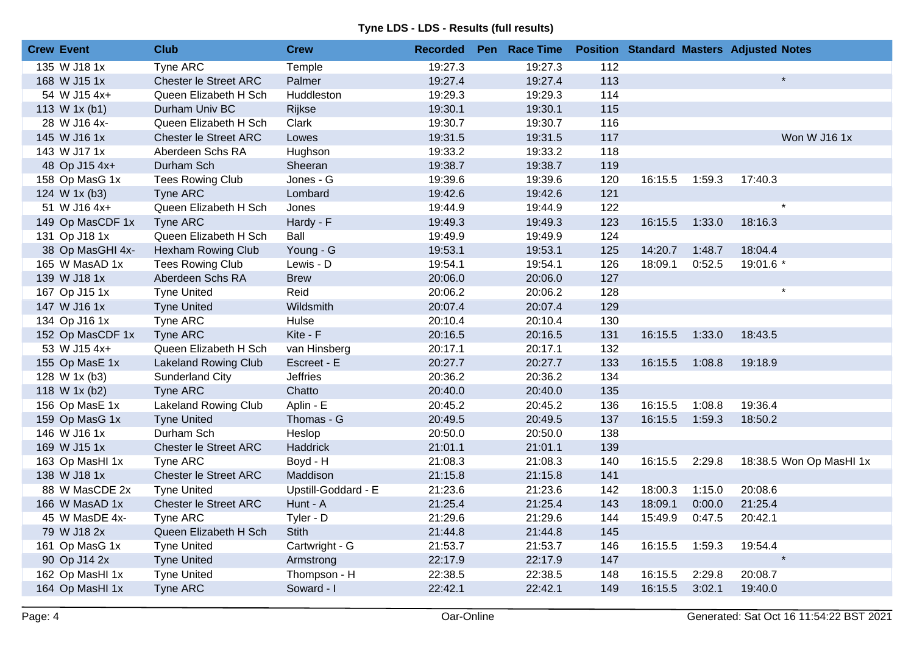**Tyne LDS - LDS - Results (full results)**

| Crew | Event | Club | Crew | Recorded | Pen | Race Time | Position | Standard | Masters | Adjusted | Notes |
|---|---|---|---|---|---|---|---|---|---|---|---|
| 135 | W J18 1x | Tyne ARC | Temple | 19:27.3 | | 19:27.3 | 112 | | | | |
| 168 | W J15 1x | Chester le Street ARC | Palmer | 19:27.4 | | 19:27.4 | 113 | | | * | |
| 54 | W J15 4x+ | Queen Elizabeth H Sch | Huddleston | 19:29.3 | | 19:29.3 | 114 | | | | |
| 113 | W 1x (b1) | Durham Univ BC | Rijkse | 19:30.1 | | 19:30.1 | 115 | | | | |
| 28 | W J16 4x- | Queen Elizabeth H Sch | Clark | 19:30.7 | | 19:30.7 | 116 | | | | |
| 145 | W J16 1x | Chester le Street ARC | Lowes | 19:31.5 | | 19:31.5 | 117 | | | | Won W J16 1x |
| 143 | W J17 1x | Aberdeen Schs RA | Hughson | 19:33.2 | | 19:33.2 | 118 | | | | |
| 48 | Op J15 4x+ | Durham Sch | Sheeran | 19:38.7 | | 19:38.7 | 119 | | | | |
| 158 | Op MasG 1x | Tees Rowing Club | Jones - G | 19:39.6 | | 19:39.6 | 120 | 16:15.5 | 1:59.3 | 17:40.3 | |
| 124 | W 1x (b3) | Tyne ARC | Lombard | 19:42.6 | | 19:42.6 | 121 | | | | |
| 51 | W J16 4x+ | Queen Elizabeth H Sch | Jones | 19:44.9 | | 19:44.9 | 122 | | | * | |
| 149 | Op MasCDF 1x | Tyne ARC | Hardy - F | 19:49.3 | | 19:49.3 | 123 | 16:15.5 | 1:33.0 | 18:16.3 | |
| 131 | Op J18 1x | Queen Elizabeth H Sch | Ball | 19:49.9 | | 19:49.9 | 124 | | | | |
| 38 | Op MasGHI 4x- | Hexham Rowing Club | Young - G | 19:53.1 | | 19:53.1 | 125 | 14:20.7 | 1:48.7 | 18:04.4 | |
| 165 | W MasAD 1x | Tees Rowing Club | Lewis - D | 19:54.1 | | 19:54.1 | 126 | 18:09.1 | 0:52.5 | 19:01.6 * | |
| 139 | W J18 1x | Aberdeen Schs RA | Brew | 20:06.0 | | 20:06.0 | 127 | | | | |
| 167 | Op J15 1x | Tyne United | Reid | 20:06.2 | | 20:06.2 | 128 | | | * | |
| 147 | W J16 1x | Tyne United | Wildsmith | 20:07.4 | | 20:07.4 | 129 | | | | |
| 134 | Op J16 1x | Tyne ARC | Hulse | 20:10.4 | | 20:10.4 | 130 | | | | |
| 152 | Op MasCDF 1x | Tyne ARC | Kite - F | 20:16.5 | | 20:16.5 | 131 | 16:15.5 | 1:33.0 | 18:43.5 | |
| 53 | W J15 4x+ | Queen Elizabeth H Sch | van Hinsberg | 20:17.1 | | 20:17.1 | 132 | | | | |
| 155 | Op MasE 1x | Lakeland Rowing Club | Escreet - E | 20:27.7 | | 20:27.7 | 133 | 16:15.5 | 1:08.8 | 19:18.9 | |
| 128 | W 1x (b3) | Sunderland City | Jeffries | 20:36.2 | | 20:36.2 | 134 | | | | |
| 118 | W 1x (b2) | Tyne ARC | Chatto | 20:40.0 | | 20:40.0 | 135 | | | | |
| 156 | Op MasE 1x | Lakeland Rowing Club | Aplin - E | 20:45.2 | | 20:45.2 | 136 | 16:15.5 | 1:08.8 | 19:36.4 | |
| 159 | Op MasG 1x | Tyne United | Thomas - G | 20:49.5 | | 20:49.5 | 137 | 16:15.5 | 1:59.3 | 18:50.2 | |
| 146 | W J16 1x | Durham Sch | Heslop | 20:50.0 | | 20:50.0 | 138 | | | | |
| 169 | W J15 1x | Chester le Street ARC | Haddrick | 21:01.1 | | 21:01.1 | 139 | | | | |
| 163 | Op MasHI 1x | Tyne ARC | Boyd - H | 21:08.3 | | 21:08.3 | 140 | 16:15.5 | 2:29.8 | 18:38.5 | Won Op MasHI 1x |
| 138 | W J18 1x | Chester le Street ARC | Maddison | 21:15.8 | | 21:15.8 | 141 | | | | |
| 88 | W MasCDE 2x | Tyne United | Upstill-Goddard - E | 21:23.6 | | 21:23.6 | 142 | 18:00.3 | 1:15.0 | 20:08.6 | |
| 166 | W MasAD 1x | Chester le Street ARC | Hunt - A | 21:25.4 | | 21:25.4 | 143 | 18:09.1 | 0:00.0 | 21:25.4 | |
| 45 | W MasDE 4x- | Tyne ARC | Tyler - D | 21:29.6 | | 21:29.6 | 144 | 15:49.9 | 0:47.5 | 20:42.1 | |
| 79 | W J18 2x | Queen Elizabeth H Sch | Stith | 21:44.8 | | 21:44.8 | 145 | | | | |
| 161 | Op MasG 1x | Tyne United | Cartwright - G | 21:53.7 | | 21:53.7 | 146 | 16:15.5 | 1:59.3 | 19:54.4 | |
| 90 | Op J14 2x | Tyne United | Armstrong | 22:17.9 | | 22:17.9 | 147 | | | * | |
| 162 | Op MasHI 1x | Tyne United | Thompson - H | 22:38.5 | | 22:38.5 | 148 | 16:15.5 | 2:29.8 | 20:08.7 | |
| 164 | Op MasHI 1x | Tyne ARC | Soward - I | 22:42.1 | | 22:42.1 | 149 | 16:15.5 | 3:02.1 | 19:40.0 | |

Oar-Online

Generated: Sat Oct 16 11:54:22 BST 2021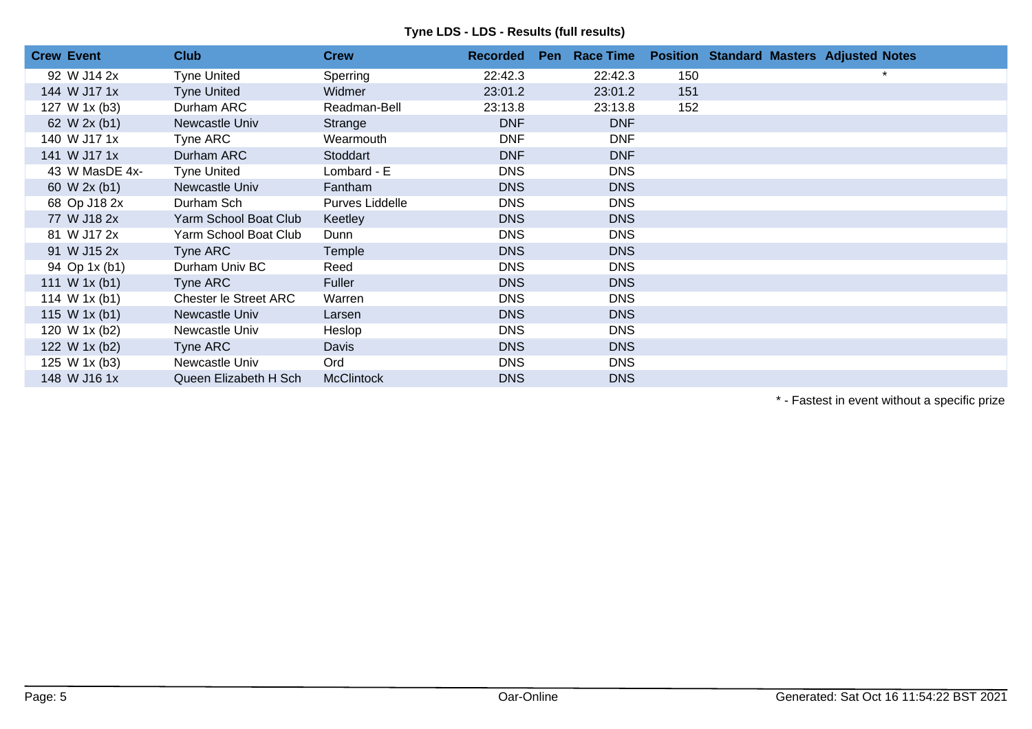**Tyne LDS - LDS - Results (full results)**

| Crew | Event | Club | Crew | Recorded | Pen | Race Time | Position | Standard | Masters | Adjusted | Notes |
|---|---|---|---|---|---|---|---|---|---|---|---|
| 92 | W J14 2x | Tyne United | Sperring | 22:42.3 | | 22:42.3 | 150 | | | | * |
| 144 | W J17 1x | Tyne United | Widmer | 23:01.2 | | 23:01.2 | 151 | | | | |
| 127 | W 1x (b3) | Durham ARC | Readman-Bell | 23:13.8 | | 23:13.8 | 152 | | | | |
| 62 | W 2x (b1) | Newcastle Univ | Strange | DNF | | DNF | | | | | |
| 140 | W J17 1x | Tyne ARC | Wearmouth | DNF | | DNF | | | | | |
| 141 | W J17 1x | Durham ARC | Stoddart | DNF | | DNF | | | | | |
| 43 | W MasDE 4x- | Tyne United | Lombard - E | DNS | | DNS | | | | | |
| 60 | W 2x (b1) | Newcastle Univ | Fantham | DNS | | DNS | | | | | |
| 68 | Op J18 2x | Durham Sch | Purves Liddelle | DNS | | DNS | | | | | |
| 77 | W J18 2x | Yarm School Boat Club | Keetley | DNS | | DNS | | | | | |
| 81 | W J17 2x | Yarm School Boat Club | Dunn | DNS | | DNS | | | | | |
| 91 | W J15 2x | Tyne ARC | Temple | DNS | | DNS | | | | | |
| 94 | Op 1x (b1) | Durham Univ BC | Reed | DNS | | DNS | | | | | |
| 111 | W 1x (b1) | Tyne ARC | Fuller | DNS | | DNS | | | | | |
| 114 | W 1x (b1) | Chester le Street ARC | Warren | DNS | | DNS | | | | | |
| 115 | W 1x (b1) | Newcastle Univ | Larsen | DNS | | DNS | | | | | |
| 120 | W 1x (b2) | Newcastle Univ | Heslop | DNS | | DNS | | | | | |
| 122 | W 1x (b2) | Tyne ARC | Davis | DNS | | DNS | | | | | |
| 125 | W 1x (b3) | Newcastle Univ | Ord | DNS | | DNS | | | | | |
| 148 | W J16 1x | Queen Elizabeth H Sch | McClintock | DNS | | DNS | | | | | |

* - Fastest in event without a specific prize

Oar-Online

Generated: Sat Oct 16 11:54:22 BST 2021